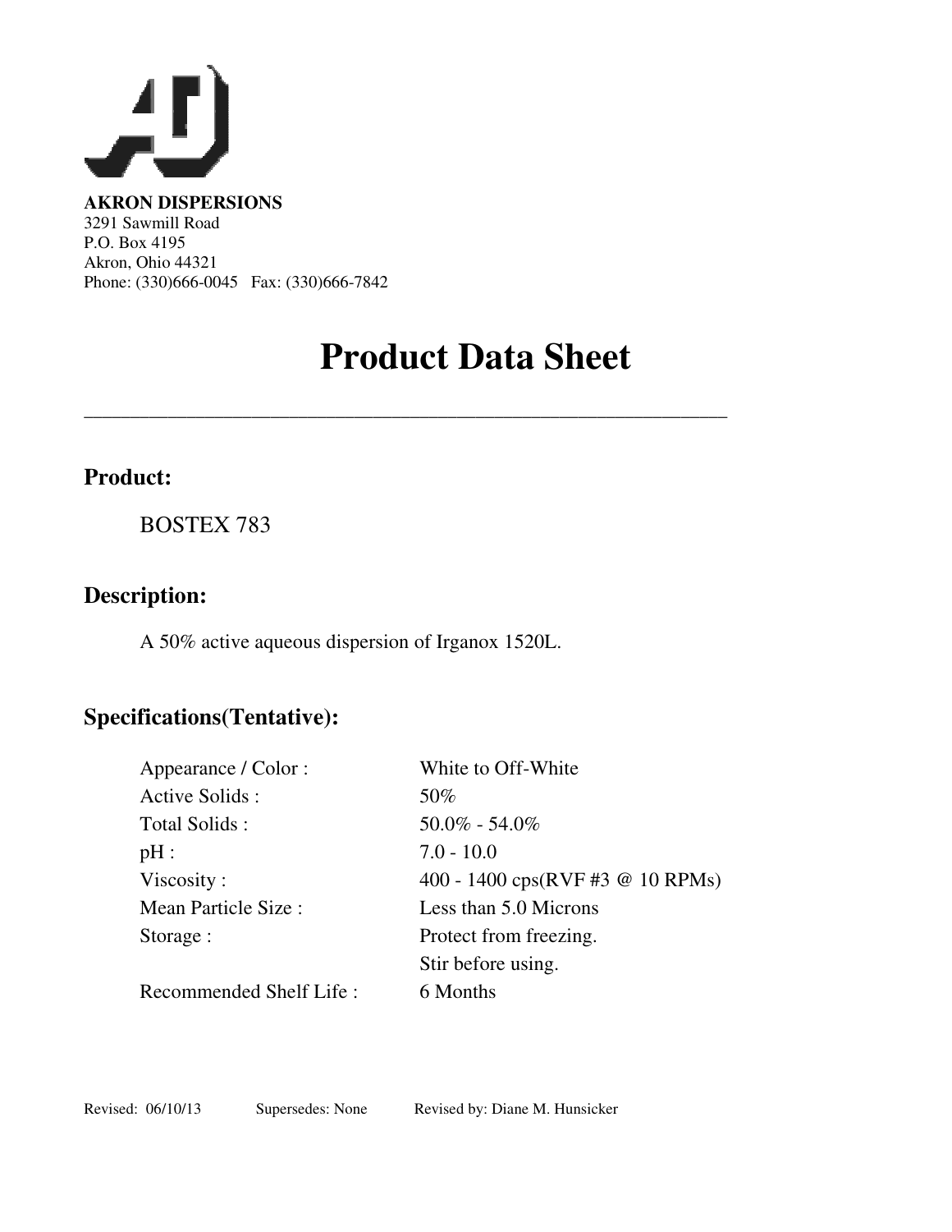**AKRON DISPERSIONS**
3291 Sawmill Road
P.O. Box 4195
Akron, Ohio 44321
Phone: (330)666-0045 Fax: (330)666-7842

# Product Data Sheet

---

## Product:

BOSTEX 783

## Description:

A 50% active aqueous dispersion of Irganox 1520L.

## Specifications(Tentative):

| | |
|---|---|
| Appearance / Color : | White to Off-White |
| Active Solids : | 50% |
| Total Solids : | 50.0% - 54.0% |
| pH : | 7.0 - 10.0 |
| Viscosity : | 400 - 1400 cps(RVF #3 @ 10 RPMs) |
| Mean Particle Size : | Less than 5.0 Microns |
| Storage : | Protect from freezing. Stir before using. |
| Recommended Shelf Life : | 6 Months |

Revised: 06/10/13 Supersedes: None Revised by: Diane M. Hunsicker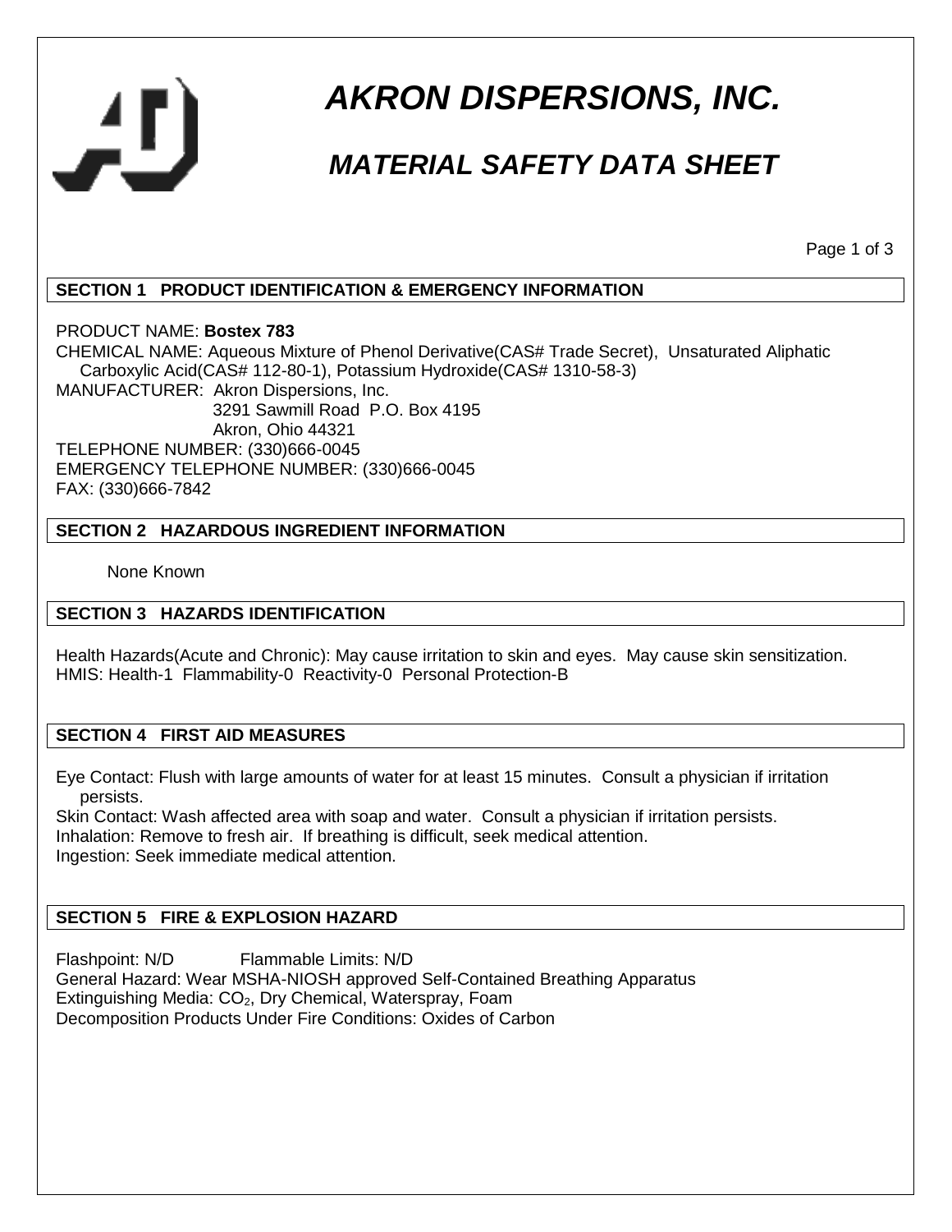# AKRON DISPERSIONS, INC.

## MATERIAL SAFETY DATA SHEET

### SECTION 1 PRODUCT IDENTIFICATION & EMERGENCY INFORMATION

PRODUCT NAME: **Bostex 783**
CHEMICAL NAME: Aqueous Mixture of Phenol Derivative(CAS# Trade Secret), Unsaturated Aliphatic Carboxylic Acid(CAS# 112-80-1), Potassium Hydroxide(CAS# 1310-58-3)
MANUFACTURER: Akron Dispersions, Inc.
3291 Sawmill Road P.O. Box 4195
Akron, Ohio 44321
TELEPHONE NUMBER: (330)666-0045
EMERGENCY TELEPHONE NUMBER: (330)666-0045
FAX: (330)666-7842

### SECTION 2 HAZARDOUS INGREDIENT INFORMATION

None Known

### SECTION 3 HAZARDS IDENTIFICATION

Health Hazards(Acute and Chronic): May cause irritation to skin and eyes. May cause skin sensitization.
HMIS: Health-1 Flammability-0 Reactivity-0 Personal Protection-B

### SECTION 4 FIRST AID MEASURES

Eye Contact: Flush with large amounts of water for at least 15 minutes. Consult a physician if irritation persists.
Skin Contact: Wash affected area with soap and water. Consult a physician if irritation persists.
Inhalation: Remove to fresh air. If breathing is difficult, seek medical attention.
Ingestion: Seek immediate medical attention.

### SECTION 5 FIRE & EXPLOSION HAZARD

Flashpoint: N/D Flammable Limits: N/D
General Hazard: Wear MSHA-NIOSH approved Self-Contained Breathing Apparatus
Extinguishing Media: $CO_2$, Dry Chemical, Waterspray, Foam
Decomposition Products Under Fire Conditions: Oxides of Carbon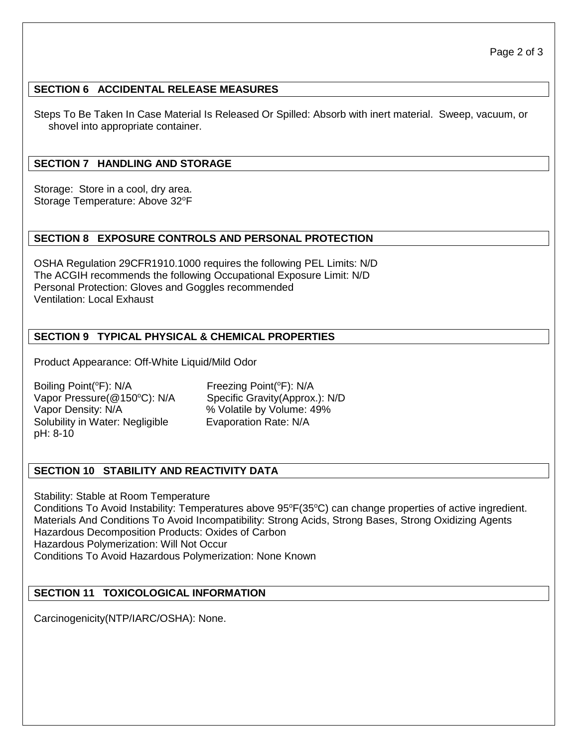## SECTION 6 ACCIDENTAL RELEASE MEASURES

Steps To Be Taken In Case Material Is Released Or Spilled: Absorb with inert material. Sweep, vacuum, or shovel into appropriate container.

## SECTION 7 HANDLING AND STORAGE

Storage: Store in a cool, dry area.
Storage Temperature: Above 32ºF

## SECTION 8 EXPOSURE CONTROLS AND PERSONAL PROTECTION

OSHA Regulation 29CFR1910.1000 requires the following PEL Limits: N/D
The ACGIH recommends the following Occupational Exposure Limit: N/D
Personal Protection: Gloves and Goggles recommended
Ventilation: Local Exhaust

## SECTION 9 TYPICAL PHYSICAL & CHEMICAL PROPERTIES

Product Appearance: Off-White Liquid/Mild Odor

Boiling Point(ºF): N/A
Vapor Pressure(@150ºC): N/A
Vapor Density: N/A
Solubility in Water: Negligible
pH: 8-10

Freezing Point(ºF): N/A
Specific Gravity(Approx.): N/D
% Volatile by Volume: 49%
Evaporation Rate: N/A

## SECTION 10 STABILITY AND REACTIVITY DATA

Stability: Stable at Room Temperature
Conditions To Avoid Instability: Temperatures above 95ºF(35ºC) can change properties of active ingredient.
Materials And Conditions To Avoid Incompatibility: Strong Acids, Strong Bases, Strong Oxidizing Agents
Hazardous Decomposition Products: Oxides of Carbon
Hazardous Polymerization: Will Not Occur
Conditions To Avoid Hazardous Polymerization: None Known

## SECTION 11 TOXICOLOGICAL INFORMATION

Carcinogenicity(NTP/IARC/OSHA): None.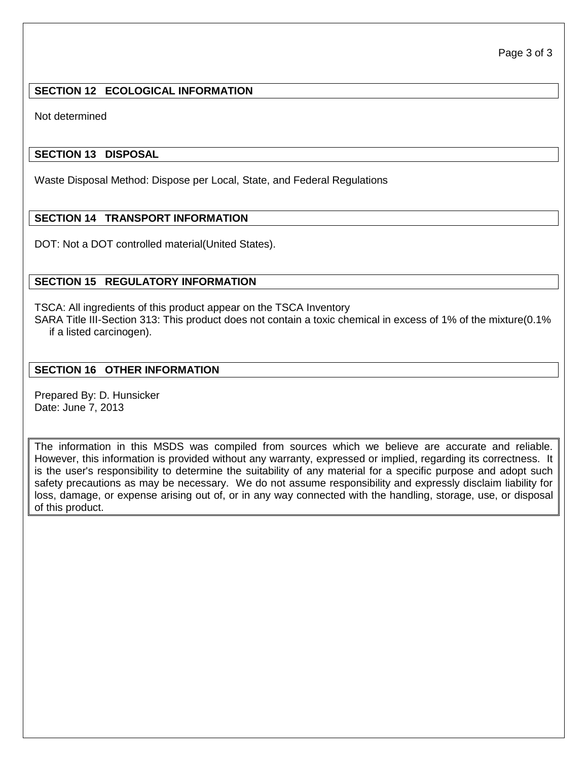## SECTION 12 ECOLOGICAL INFORMATION

Not determined

## SECTION 13 DISPOSAL

Waste Disposal Method: Dispose per Local, State, and Federal Regulations

## SECTION 14 TRANSPORT INFORMATION

DOT: Not a DOT controlled material(United States).

## SECTION 15 REGULATORY INFORMATION

TSCA: All ingredients of this product appear on the TSCA Inventory
SARA Title III-Section 313: This product does not contain a toxic chemical in excess of 1% of the mixture(0.1% if a listed carcinogen).

## SECTION 16 OTHER INFORMATION

Prepared By: D. Hunsicker
Date: June 7, 2013

The information in this MSDS was compiled from sources which we believe are accurate and reliable. However, this information is provided without any warranty, expressed or implied, regarding its correctness. It is the user's responsibility to determine the suitability of any material for a specific purpose and adopt such safety precautions as may be necessary. We do not assume responsibility and expressly disclaim liability for loss, damage, or expense arising out of, or in any way connected with the handling, storage, use, or disposal of this product.